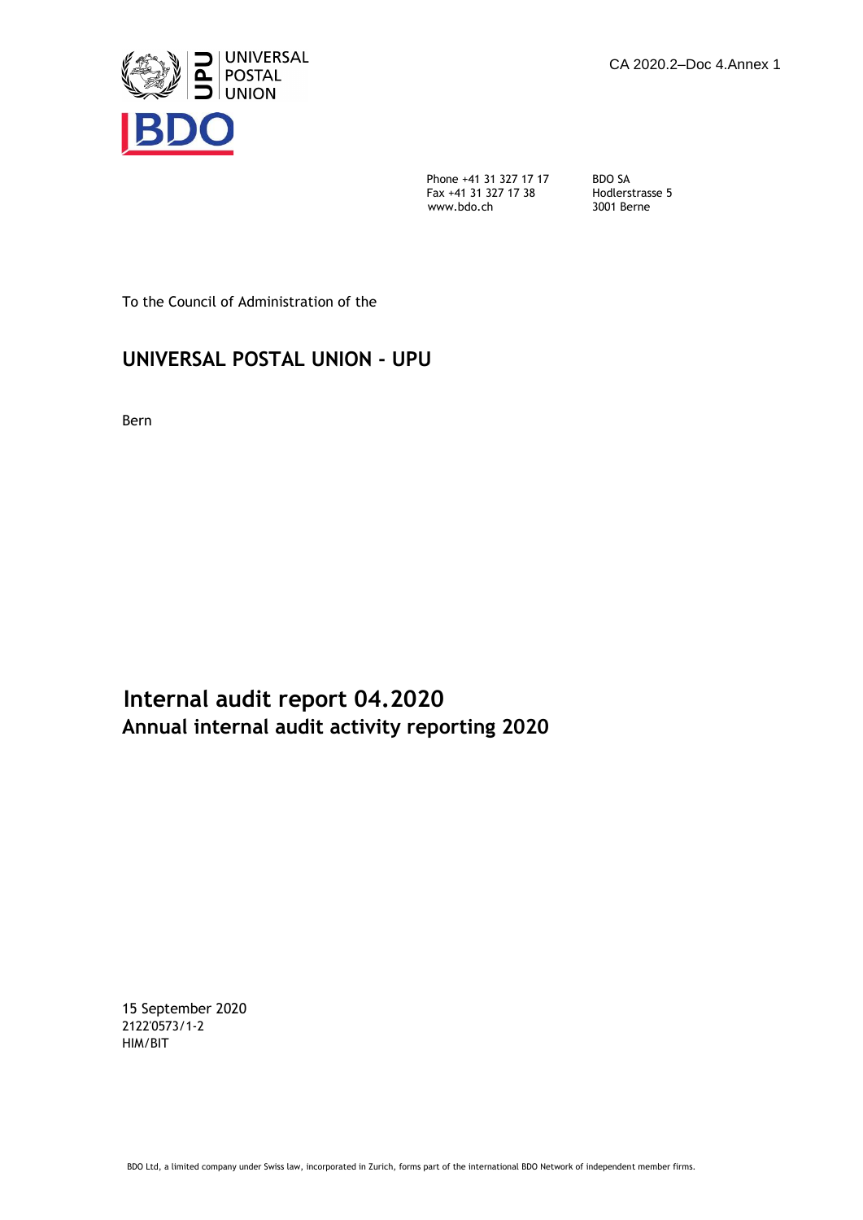CA 2020.2–Doc 4.Annex 1

UNIVERSAL POSTAL UNION

BDO

Phone +41 31 327 17 17
Fax +41 31 327 17 38
www.bdo.ch

BDO SA
Hodlerstrasse 5
3001 Berne

To the Council of Administration of the

## UNIVERSAL POSTAL UNION - UPU

Bern

# Internal audit report 04.2020

## Annual internal audit activity reporting 2020

15 September 2020
2122'0573/1-2
HIM/BIT

BDO Ltd, a limited company under Swiss law, incorporated in Zurich, forms part of the international BDO Network of independent member firms.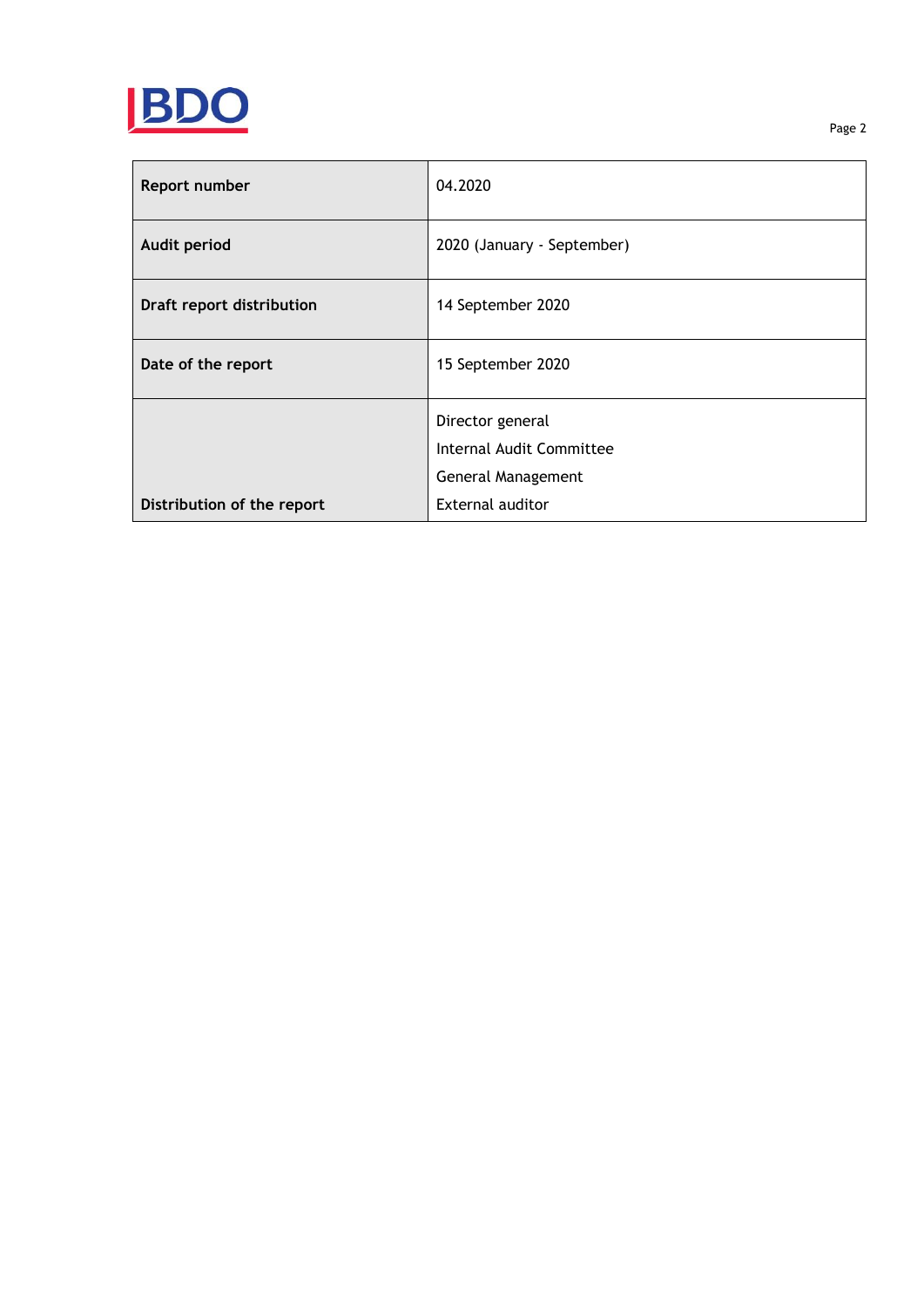| Report number | 04.2020 |
|---|---|
| Audit period | 2020 (January - September) |
| Draft report distribution | 14 September 2020 |
| Date of the report | 15 September 2020 |
| Distribution of the report | Director general<br>Internal Audit Committee<br>General Management<br>External auditor |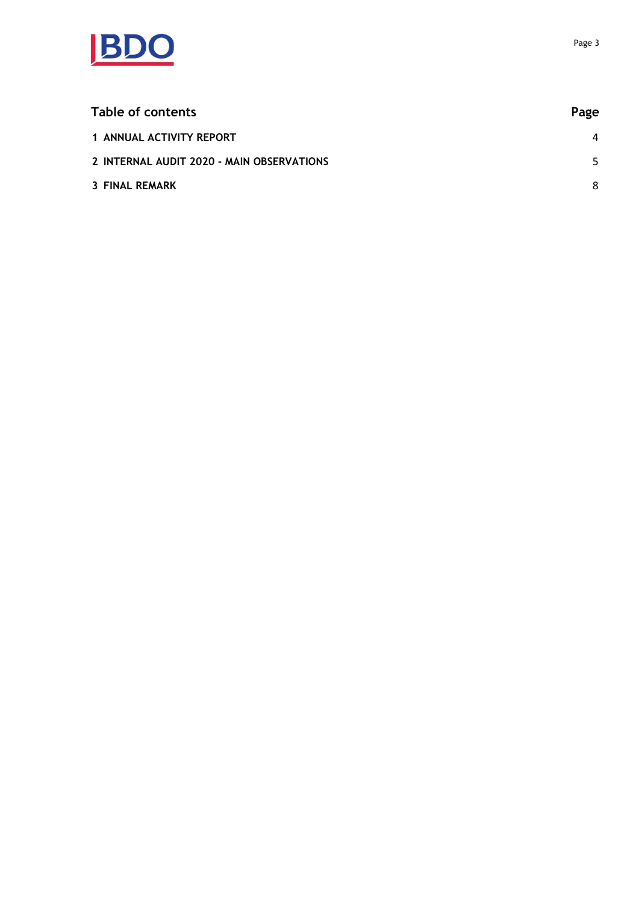## Table of contents

| | Page |
|---|---|
| **1 ANNUAL ACTIVITY REPORT** | 4 |
| **2 INTERNAL AUDIT 2020 - MAIN OBSERVATIONS** | 5 |
| **3 FINAL REMARK** | 8 |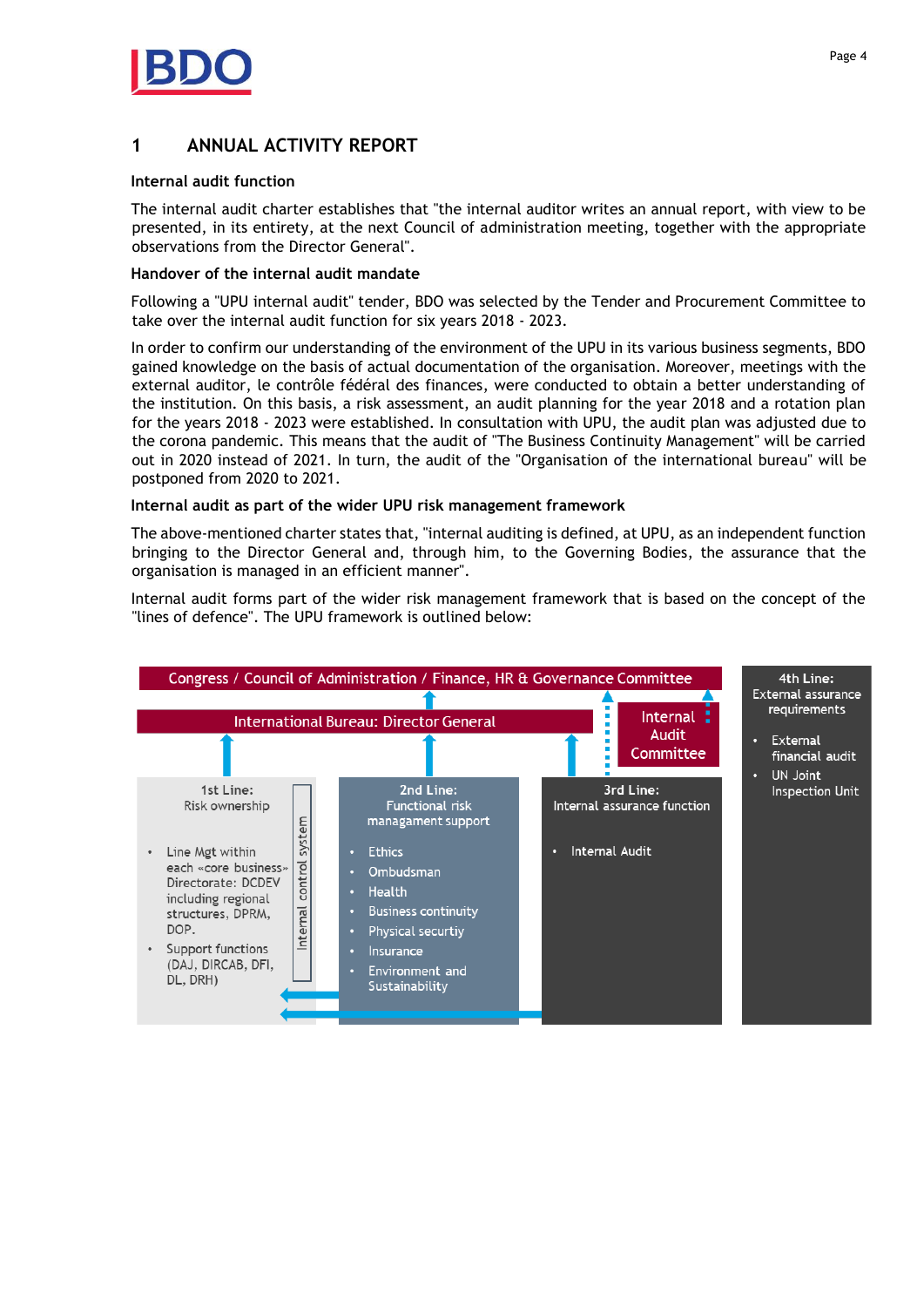# 1 ANNUAL ACTIVITY REPORT

**Internal audit function**

The internal audit charter establishes that "the internal auditor writes an annual report, with view to be presented, in its entirety, at the next Council of administration meeting, together with the appropriate observations from the Director General".

**Handover of the internal audit mandate**

Following a "UPU internal audit" tender, BDO was selected by the Tender and Procurement Committee to take over the internal audit function for six years 2018 - 2023.

In order to confirm our understanding of the environment of the UPU in its various business segments, BDO gained knowledge on the basis of actual documentation of the organisation. Moreover, meetings with the external auditor, le contrôle fédéral des finances, were conducted to obtain a better understanding of the institution. On this basis, a risk assessment, an audit planning for the year 2018 and a rotation plan for the years 2018 - 2023 were established. In consultation with UPU, the audit plan was adjusted due to the corona pandemic. This means that the audit of "The Business Continuity Management" will be carried out in 2020 instead of 2021. In turn, the audit of the "Organisation of the international bureau" will be postponed from 2020 to 2021.

**Internal audit as part of the wider UPU risk management framework**

The above-mentioned charter states that, "internal auditing is defined, at UPU, as an independent function bringing to the Director General and, through him, to the Governing Bodies, the assurance that the organisation is managed in an efficient manner".

Internal audit forms part of the wider risk management framework that is based on the concept of the "lines of defence". The UPU framework is outlined below:

Congress / Council of Administration / Finance, HR & Governance Committee

International Bureau: Director General

Internal Audit Committee

**1st Line:** Risk ownership

- Line Mgt within each «core business» Directorate: DCDEV including regional structures, DPRM, DOP.
- Support functions (DAJ, DIRCAB, DFI, DL, DRH)

Internal control system

**2nd Line:** Functional risk managament support

- Ethics
- Ombudsman
- Health
- Business continuity
- Physical securtiy
- Insurance
- Environment and Sustainability

**3rd Line:** Internal assurance function

- Internal Audit

**4th Line:** External assurance requirements

- External financial audit
- UN Joint Inspection Unit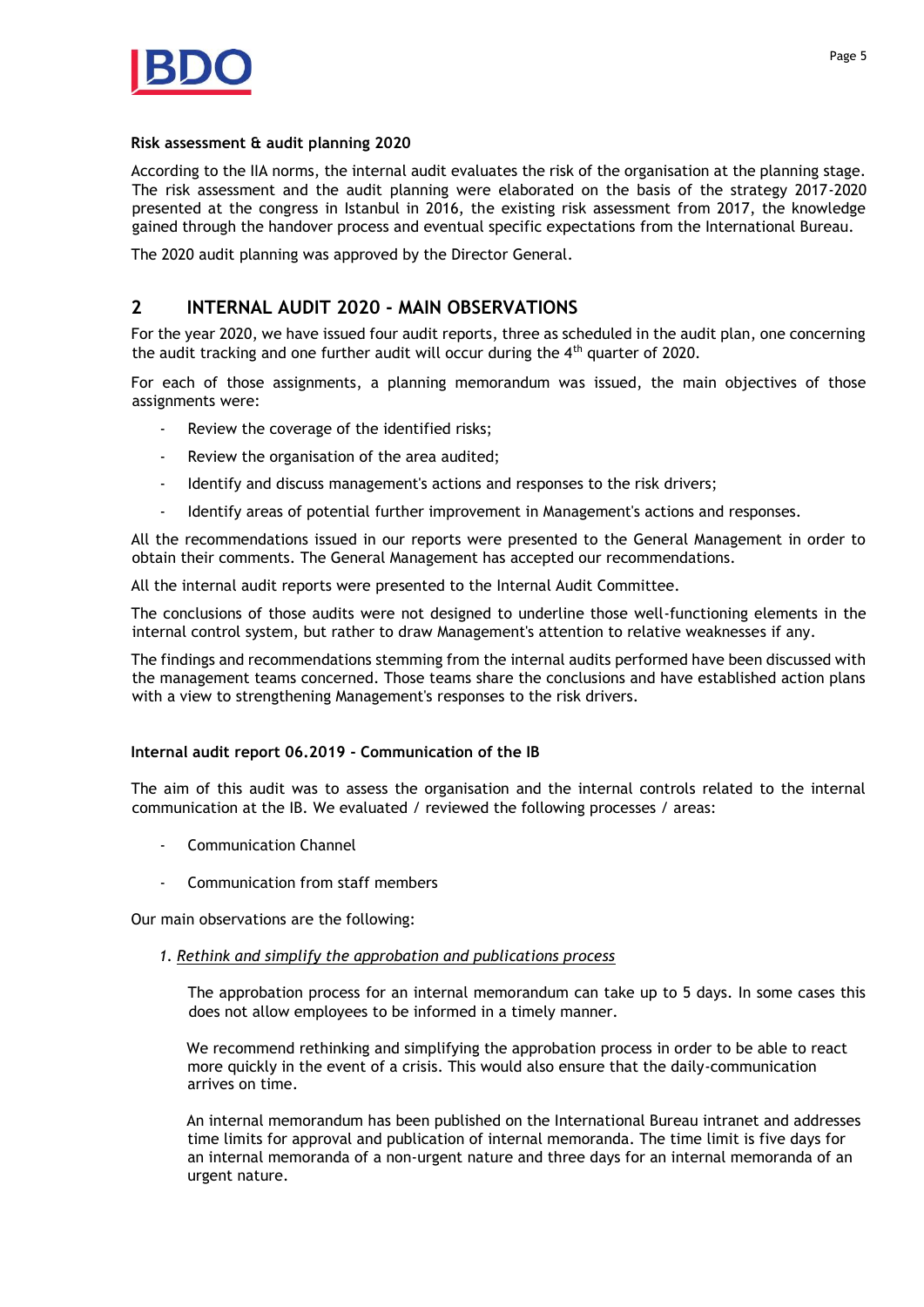**Risk assessment & audit planning 2020**

According to the IIA norms, the internal audit evaluates the risk of the organisation at the planning stage. The risk assessment and the audit planning were elaborated on the basis of the strategy 2017-2020 presented at the congress in Istanbul in 2016, the existing risk assessment from 2017, the knowledge gained through the handover process and eventual specific expectations from the International Bureau.

The 2020 audit planning was approved by the Director General.

## 2 INTERNAL AUDIT 2020 - MAIN OBSERVATIONS

For the year 2020, we have issued four audit reports, three as scheduled in the audit plan, one concerning the audit tracking and one further audit will occur during the 4th quarter of 2020.

For each of those assignments, a planning memorandum was issued, the main objectives of those assignments were:

- Review the coverage of the identified risks;
- Review the organisation of the area audited;
- Identify and discuss management's actions and responses to the risk drivers;
- Identify areas of potential further improvement in Management's actions and responses.

All the recommendations issued in our reports were presented to the General Management in order to obtain their comments. The General Management has accepted our recommendations.

All the internal audit reports were presented to the Internal Audit Committee.

The conclusions of those audits were not designed to underline those well-functioning elements in the internal control system, but rather to draw Management's attention to relative weaknesses if any.

The findings and recommendations stemming from the internal audits performed have been discussed with the management teams concerned. Those teams share the conclusions and have established action plans with a view to strengthening Management's responses to the risk drivers.

**Internal audit report 06.2019 - Communication of the IB**

The aim of this audit was to assess the organisation and the internal controls related to the internal communication at the IB. We evaluated / reviewed the following processes / areas:

- Communication Channel
- Communication from staff members

Our main observations are the following:

1. *Rethink and simplify the approbation and publications process*

   The approbation process for an internal memorandum can take up to 5 days. In some cases this does not allow employees to be informed in a timely manner.

   We recommend rethinking and simplifying the approbation process in order to be able to react more quickly in the event of a crisis. This would also ensure that the daily-communication arrives on time.

   An internal memorandum has been published on the International Bureau intranet and addresses time limits for approval and publication of internal memoranda. The time limit is five days for an internal memoranda of a non-urgent nature and three days for an internal memoranda of an urgent nature.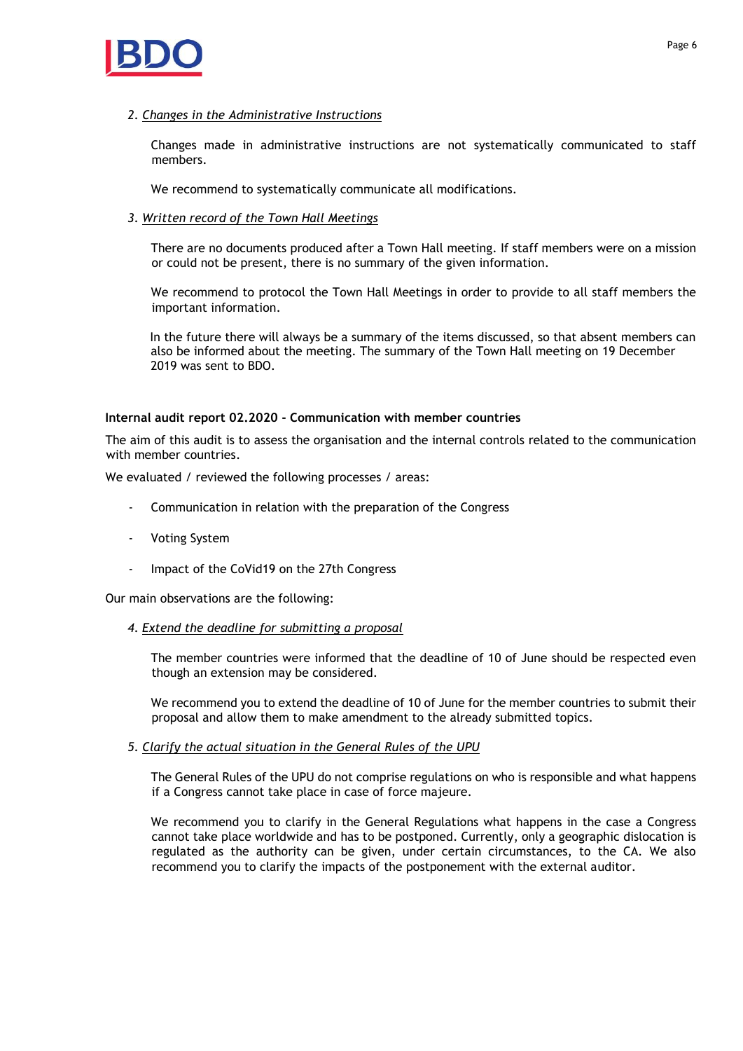2. *Changes in the Administrative Instructions*

   Changes made in administrative instructions are not systematically communicated to staff members.

   We recommend to systematically communicate all modifications.

3. *Written record of the Town Hall Meetings*

   There are no documents produced after a Town Hall meeting. If staff members were on a mission or could not be present, there is no summary of the given information.

   We recommend to protocol the Town Hall Meetings in order to provide to all staff members the important information.

   In the future there will always be a summary of the items discussed, so that absent members can also be informed about the meeting. The summary of the Town Hall meeting on 19 December 2019 was sent to BDO.

**Internal audit report 02.2020 - Communication with member countries**

The aim of this audit is to assess the organisation and the internal controls related to the communication with member countries.

We evaluated / reviewed the following processes / areas:

- Communication in relation with the preparation of the Congress
- Voting System
- Impact of the CoVid19 on the 27th Congress

Our main observations are the following:

4. *Extend the deadline for submitting a proposal*

   The member countries were informed that the deadline of 10 of June should be respected even though an extension may be considered.

   We recommend you to extend the deadline of 10 of June for the member countries to submit their proposal and allow them to make amendment to the already submitted topics.

5. *Clarify the actual situation in the General Rules of the UPU*

   The General Rules of the UPU do not comprise regulations on who is responsible and what happens if a Congress cannot take place in case of force majeure.

   We recommend you to clarify in the General Regulations what happens in the case a Congress cannot take place worldwide and has to be postponed. Currently, only a geographic dislocation is regulated as the authority can be given, under certain circumstances, to the CA. We also recommend you to clarify the impacts of the postponement with the external auditor.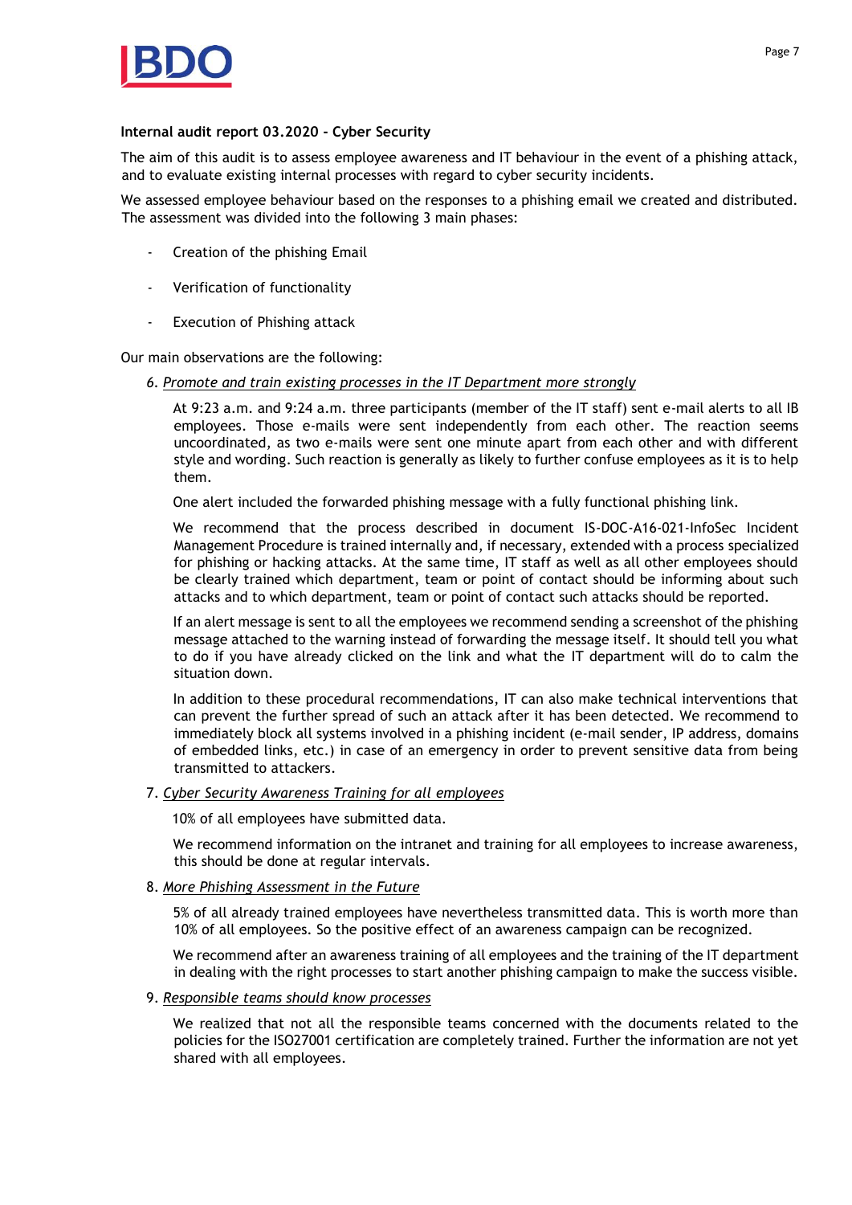**Internal audit report 03.2020 - Cyber Security**

The aim of this audit is to assess employee awareness and IT behaviour in the event of a phishing attack, and to evaluate existing internal processes with regard to cyber security incidents.

We assessed employee behaviour based on the responses to a phishing email we created and distributed. The assessment was divided into the following 3 main phases:

- Creation of the phishing Email
- Verification of functionality
- Execution of Phishing attack

Our main observations are the following:

6. *Promote and train existing processes in the IT Department more strongly*

   At 9:23 a.m. and 9:24 a.m. three participants (member of the IT staff) sent e-mail alerts to all IB employees. Those e-mails were sent independently from each other. The reaction seems uncoordinated, as two e-mails were sent one minute apart from each other and with different style and wording. Such reaction is generally as likely to further confuse employees as it is to help them.

   One alert included the forwarded phishing message with a fully functional phishing link.

   We recommend that the process described in document IS-DOC-A16-021-InfoSec Incident Management Procedure is trained internally and, if necessary, extended with a process specialized for phishing or hacking attacks. At the same time, IT staff as well as all other employees should be clearly trained which department, team or point of contact should be informing about such attacks and to which department, team or point of contact such attacks should be reported.

   If an alert message is sent to all the employees we recommend sending a screenshot of the phishing message attached to the warning instead of forwarding the message itself. It should tell you what to do if you have already clicked on the link and what the IT department will do to calm the situation down.

   In addition to these procedural recommendations, IT can also make technical interventions that can prevent the further spread of such an attack after it has been detected. We recommend to immediately block all systems involved in a phishing incident (e-mail sender, IP address, domains of embedded links, etc.) in case of an emergency in order to prevent sensitive data from being transmitted to attackers.

7. *Cyber Security Awareness Training for all employees*

   10% of all employees have submitted data.

   We recommend information on the intranet and training for all employees to increase awareness, this should be done at regular intervals.

8. *More Phishing Assessment in the Future*

   5% of all already trained employees have nevertheless transmitted data. This is worth more than 10% of all employees. So the positive effect of an awareness campaign can be recognized.

   We recommend after an awareness training of all employees and the training of the IT department in dealing with the right processes to start another phishing campaign to make the success visible.

9. *Responsible teams should know processes*

   We realized that not all the responsible teams concerned with the documents related to the policies for the ISO27001 certification are completely trained. Further the information are not yet shared with all employees.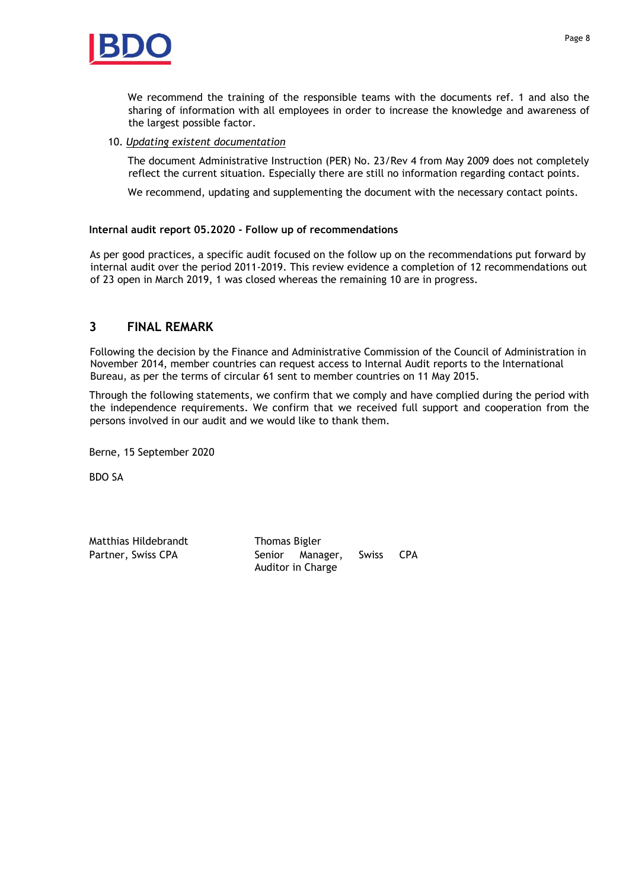We recommend the training of the responsible teams with the documents ref. 1 and also the sharing of information with all employees in order to increase the knowledge and awareness of the largest possible factor.

10. *Updating existent documentation*

    The document Administrative Instruction (PER) No. 23/Rev 4 from May 2009 does not completely reflect the current situation. Especially there are still no information regarding contact points.

    We recommend, updating and supplementing the document with the necessary contact points.

**Internal audit report 05.2020 - Follow up of recommendations**

As per good practices, a specific audit focused on the follow up on the recommendations put forward by internal audit over the period 2011-2019. This review evidence a completion of 12 recommendations out of 23 open in March 2019, 1 was closed whereas the remaining 10 are in progress.

## 3 FINAL REMARK

Following the decision by the Finance and Administrative Commission of the Council of Administration in November 2014, member countries can request access to Internal Audit reports to the International Bureau, as per the terms of circular 61 sent to member countries on 11 May 2015.

Through the following statements, we confirm that we comply and have complied during the period with the independence requirements. We confirm that we received full support and cooperation from the persons involved in our audit and we would like to thank them.

Berne, 15 September 2020

BDO SA

| | |
|---|---|
| Matthias Hildebrandt<br>Partner, Swiss CPA | Thomas Bigler<br>Senior Manager, Swiss CPA<br>Auditor in Charge |